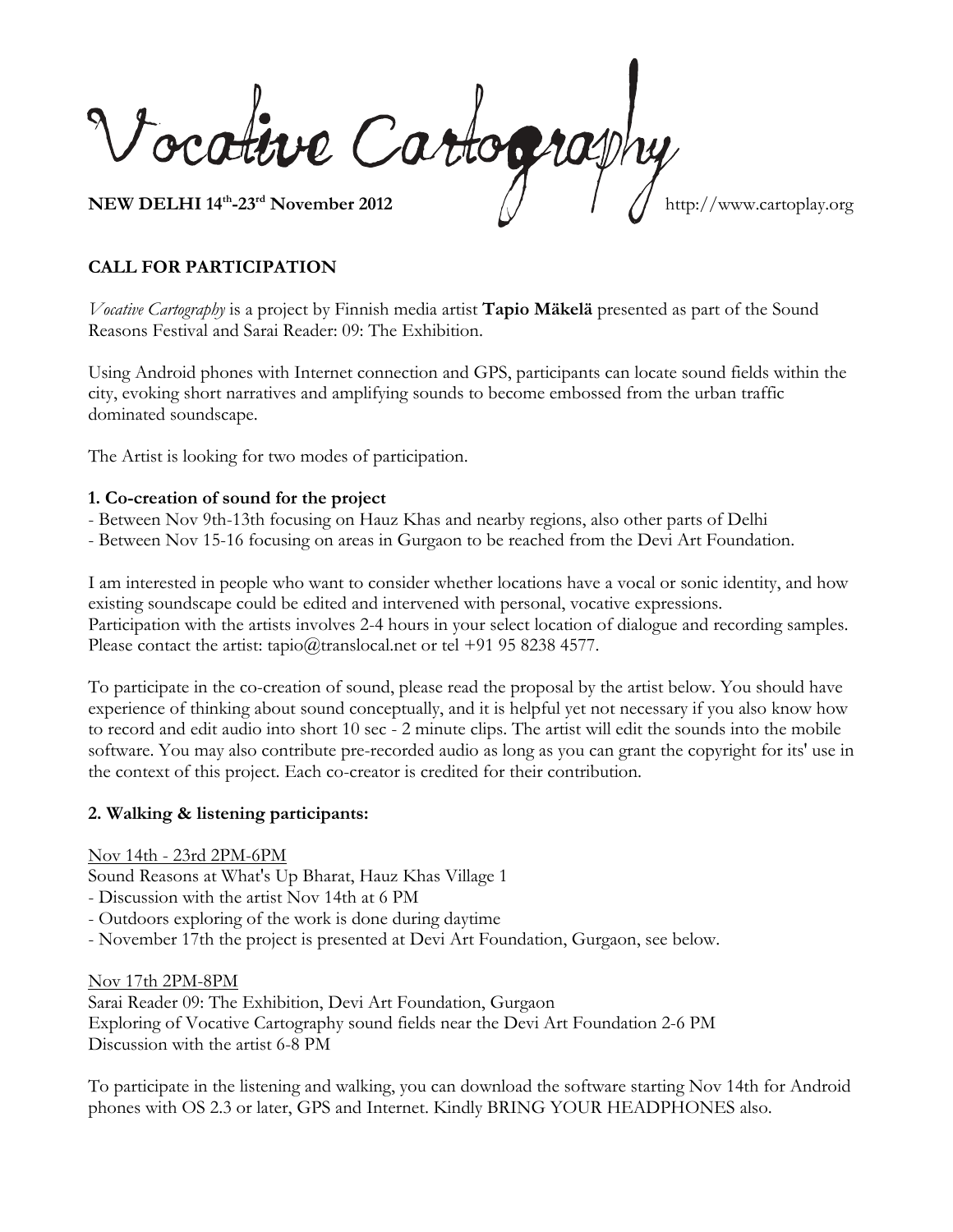# Vocative Cartography

**NEW DELHI 14th-23rd November 2012** http://www.cartoplay.org

## CALL FOR PARTICIPATION

*Vocative Cartography* is a project by Finnish media artist **Tapio Mäkelä** presented as part of the Sound Reasons Festival and Sarai Reader: 09: The Exhibition.

Using Android phones with Internet connection and GPS, participants can locate sound fields within the city, evoking short narratives and amplifying sounds to become embossed from the urban traffic dominated soundscape.

The Artist is looking for two modes of participation.

### 1. Co-creation of sound for the project

- Between Nov 9th-13th focusing on Hauz Khas and nearby regions, also other parts of Delhi
- Between Nov 15-16 focusing on areas in Gurgaon to be reached from the Devi Art Foundation.

I am interested in people who want to consider whether locations have a vocal or sonic identity, and how existing soundscape could be edited and intervened with personal, vocative expressions.
Participation with the artists involves 2-4 hours in your select location of dialogue and recording samples.
Please contact the artist: tapio@translocal.net or tel +91 95 8238 4577.

To participate in the co-creation of sound, please read the proposal by the artist below. You should have experience of thinking about sound conceptually, and it is helpful yet not necessary if you also know how to record and edit audio into short 10 sec - 2 minute clips. The artist will edit the sounds into the mobile software. You may also contribute pre-recorded audio as long as you can grant the copyright for its' use in the context of this project. Each co-creator is credited for their contribution.

### 2. Walking & listening participants:

<u>Nov 14th - 23rd 2PM-6PM</u>
Sound Reasons at What's Up Bharat, Hauz Khas Village 1
- Discussion with the artist Nov 14th at 6 PM
- Outdoors exploring of the work is done during daytime
- November 17th the project is presented at Devi Art Foundation, Gurgaon, see below.

<u>Nov 17th 2PM-8PM</u>
Sarai Reader 09: The Exhibition, Devi Art Foundation, Gurgaon
Exploring of Vocative Cartography sound fields near the Devi Art Foundation 2-6 PM
Discussion with the artist 6-8 PM

To participate in the listening and walking, you can download the software starting Nov 14th for Android phones with OS 2.3 or later, GPS and Internet. Kindly BRING YOUR HEADPHONES also.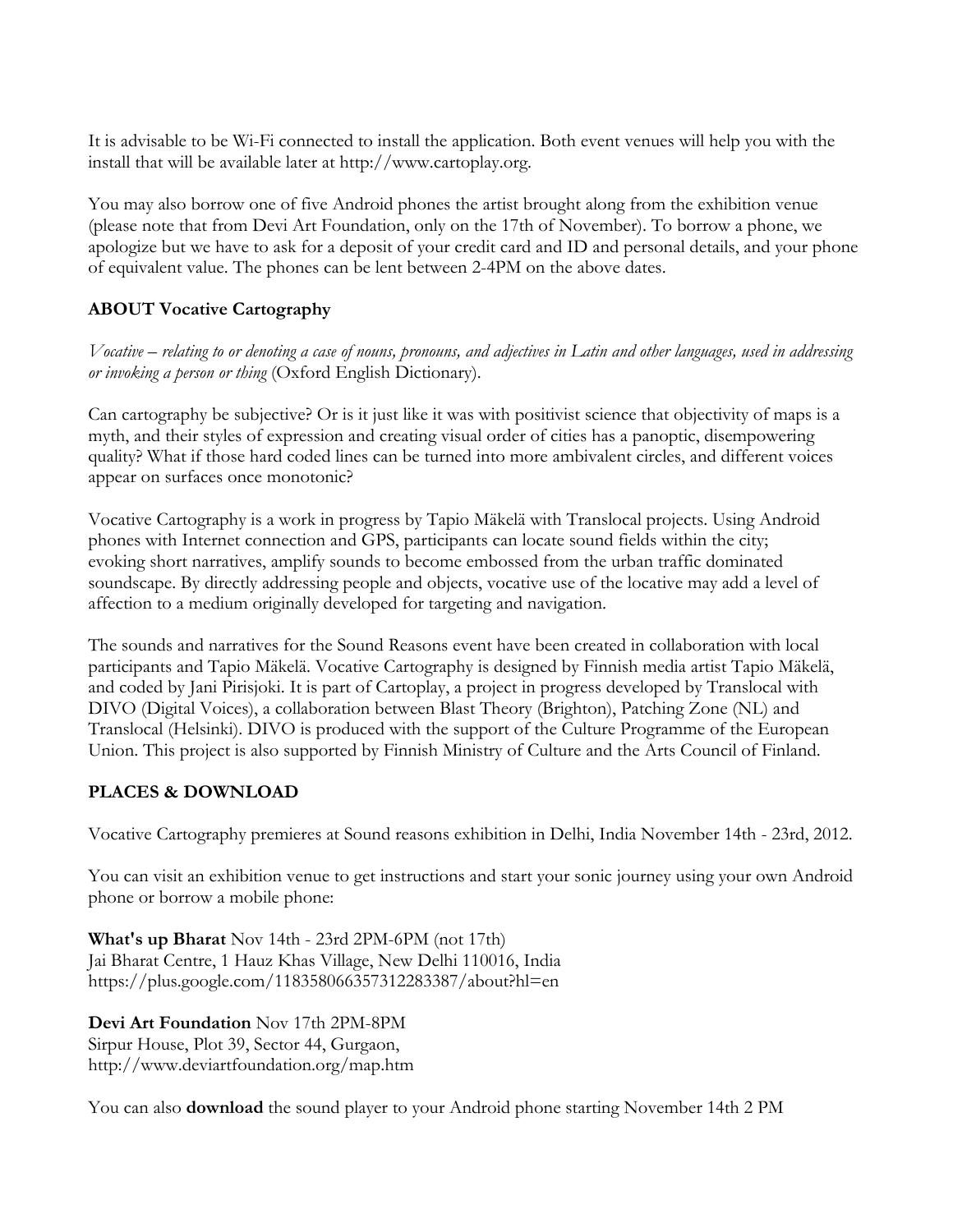It is advisable to be Wi-Fi connected to install the application. Both event venues will help you with the install that will be available later at http://www.cartoplay.org.

You may also borrow one of five Android phones the artist brought along from the exhibition venue (please note that from Devi Art Foundation, only on the 17th of November). To borrow a phone, we apologize but we have to ask for a deposit of your credit card and ID and personal details, and your phone of equivalent value. The phones can be lent between 2-4PM on the above dates.

### ABOUT Vocative Cartography

*Vocative – relating to or denoting a case of nouns, pronouns, and adjectives in Latin and other languages, used in addressing or invoking a person or thing* (Oxford English Dictionary).

Can cartography be subjective? Or is it just like it was with positivist science that objectivity of maps is a myth, and their styles of expression and creating visual order of cities has a panoptic, disempowering quality? What if those hard coded lines can be turned into more ambivalent circles, and different voices appear on surfaces once monotonic?

Vocative Cartography is a work in progress by Tapio Mäkelä with Translocal projects. Using Android phones with Internet connection and GPS, participants can locate sound fields within the city; evoking short narratives, amplify sounds to become embossed from the urban traffic dominated soundscape. By directly addressing people and objects, vocative use of the locative may add a level of affection to a medium originally developed for targeting and navigation.

The sounds and narratives for the Sound Reasons event have been created in collaboration with local participants and Tapio Mäkelä. Vocative Cartography is designed by Finnish media artist Tapio Mäkelä, and coded by Jani Pirisjoki. It is part of Cartoplay, a project in progress developed by Translocal with DIVO (Digital Voices), a collaboration between Blast Theory (Brighton), Patching Zone (NL) and Translocal (Helsinki). DIVO is produced with the support of the Culture Programme of the European Union. This project is also supported by Finnish Ministry of Culture and the Arts Council of Finland.

### PLACES & DOWNLOAD

Vocative Cartography premieres at Sound reasons exhibition in Delhi, India November 14th - 23rd, 2012.

You can visit an exhibition venue to get instructions and start your sonic journey using your own Android phone or borrow a mobile phone:

**What's up Bharat** Nov 14th - 23rd 2PM-6PM (not 17th)
Jai Bharat Centre, 1 Hauz Khas Village, New Delhi 110016, India
https://plus.google.com/118358066357312283387/about?hl=en

**Devi Art Foundation** Nov 17th 2PM-8PM
Sirpur House, Plot 39, Sector 44, Gurgaon,
http://www.deviartfoundation.org/map.htm

You can also **download** the sound player to your Android phone starting November 14th 2 PM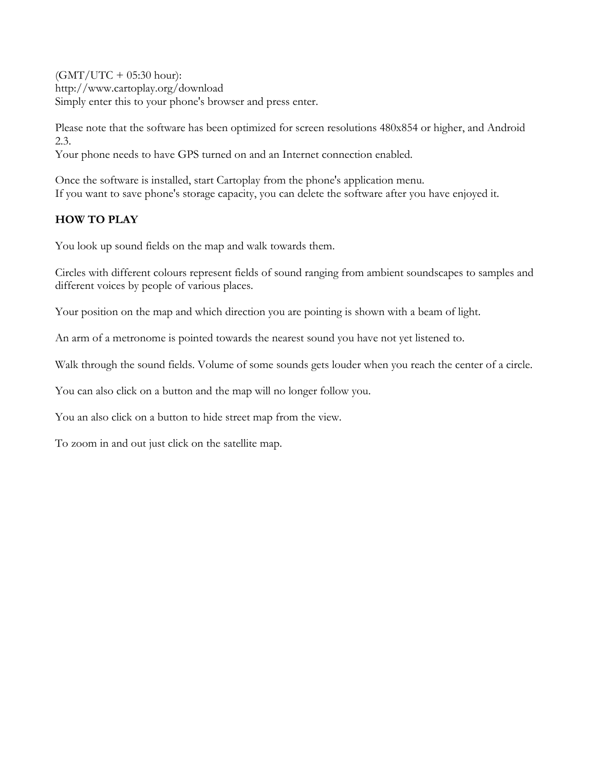(GMT/UTC + 05:30 hour):
http://www.cartoplay.org/download
Simply enter this to your phone's browser and press enter.

Please note that the software has been optimized for screen resolutions 480x854 or higher, and Android 2.3.
Your phone needs to have GPS turned on and an Internet connection enabled.

Once the software is installed, start Cartoplay from the phone's application menu.
If you want to save phone's storage capacity, you can delete the software after you have enjoyed it.

**HOW TO PLAY**

You look up sound fields on the map and walk towards them.

Circles with different colours represent fields of sound ranging from ambient soundscapes to samples and different voices by people of various places.

Your position on the map and which direction you are pointing is shown with a beam of light.

An arm of a metronome is pointed towards the nearest sound you have not yet listened to.

Walk through the sound fields. Volume of some sounds gets louder when you reach the center of a circle.

You can also click on a button and the map will no longer follow you.

You an also click on a button to hide street map from the view.

To zoom in and out just click on the satellite map.